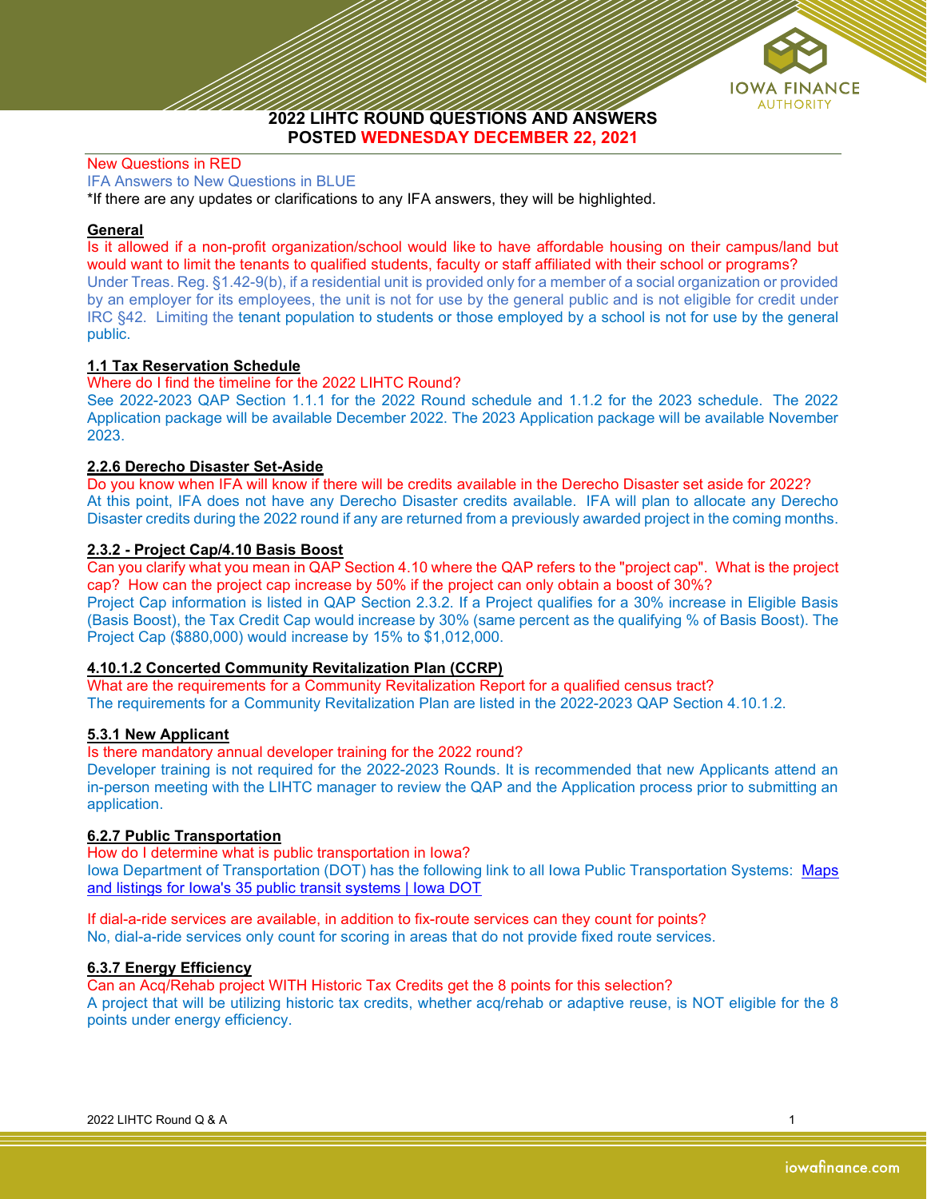# 2022 LIHTC ROUND QUESTIONS AND ANSWERS
## POSTED WEDNESDAY DECEMBER 22, 2021

New Questions in RED
IFA Answers to New Questions in BLUE
*If there are any updates or clarifications to any IFA answers, they will be highlighted.

**General**

Is it allowed if a non-profit organization/school would like to have affordable housing on their campus/land but would want to limit the tenants to qualified students, faculty or staff affiliated with their school or programs?

Under Treas. Reg. §1.42-9(b), if a residential unit is provided only for a member of a social organization or provided by an employer for its employees, the unit is not for use by the general public and is not eligible for credit under IRC §42. Limiting the tenant population to students or those employed by a school is not for use by the general public.

**1.1 Tax Reservation Schedule**

Where do I find the timeline for the 2022 LIHTC Round?

See 2022-2023 QAP Section 1.1.1 for the 2022 Round schedule and 1.1.2 for the 2023 schedule. The 2022 Application package will be available December 2022. The 2023 Application package will be available November 2023.

**2.2.6 Derecho Disaster Set-Aside**

Do you know when IFA will know if there will be credits available in the Derecho Disaster set aside for 2022?

At this point, IFA does not have any Derecho Disaster credits available. IFA will plan to allocate any Derecho Disaster credits during the 2022 round if any are returned from a previously awarded project in the coming months.

**2.3.2 - Project Cap/4.10 Basis Boost**

Can you clarify what you mean in QAP Section 4.10 where the QAP refers to the "project cap". What is the project cap? How can the project cap increase by 50% if the project can only obtain a boost of 30%?

Project Cap information is listed in QAP Section 2.3.2. If a Project qualifies for a 30% increase in Eligible Basis (Basis Boost), the Tax Credit Cap would increase by 30% (same percent as the qualifying % of Basis Boost). The Project Cap ($880,000) would increase by 15% to $1,012,000.

**4.10.1.2 Concerted Community Revitalization Plan (CCRP)**

What are the requirements for a Community Revitalization Report for a qualified census tract?

The requirements for a Community Revitalization Plan are listed in the 2022-2023 QAP Section 4.10.1.2.

**5.3.1 New Applicant**

Is there mandatory annual developer training for the 2022 round?

Developer training is not required for the 2022-2023 Rounds. It is recommended that new Applicants attend an in-person meeting with the LIHTC manager to review the QAP and the Application process prior to submitting an application.

**6.2.7 Public Transportation**

How do I determine what is public transportation in Iowa?

Iowa Department of Transportation (DOT) has the following link to all Iowa Public Transportation Systems: [Maps and listings for Iowa's 35 public transit systems | Iowa DOT]

If dial-a-ride services are available, in addition to fix-route services can they count for points?

No, dial-a-ride services only count for scoring in areas that do not provide fixed route services.

**6.3.7 Energy Efficiency**

Can an Acq/Rehab project WITH Historic Tax Credits get the 8 points for this selection?

A project that will be utilizing historic tax credits, whether acq/rehab or adaptive reuse, is NOT eligible for the 8 points under energy efficiency.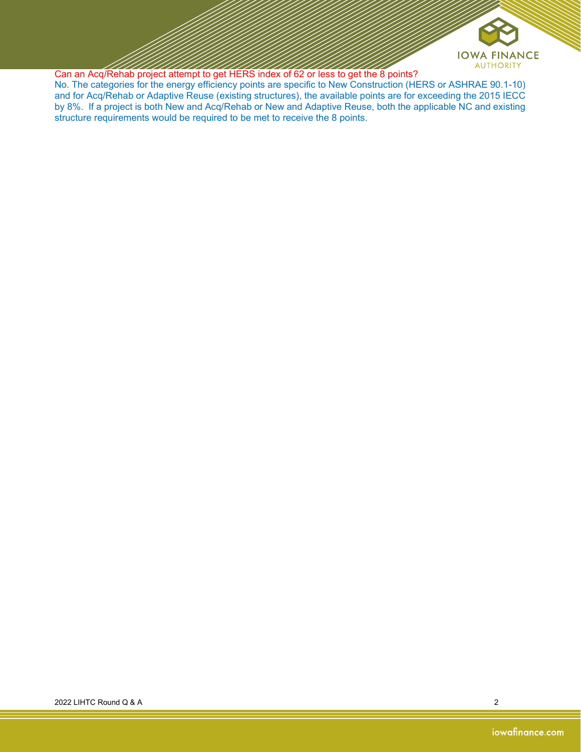Can an Acq/Rehab project attempt to get HERS index of 62 or less to get the 8 points?

No. The categories for the energy efficiency points are specific to New Construction (HERS or ASHRAE 90.1-10) and for Acq/Rehab or Adaptive Reuse (existing structures), the available points are for exceeding the 2015 IECC by 8%. If a project is both New and Acq/Rehab or New and Adaptive Reuse, both the applicable NC and existing structure requirements would be required to be met to receive the 8 points.